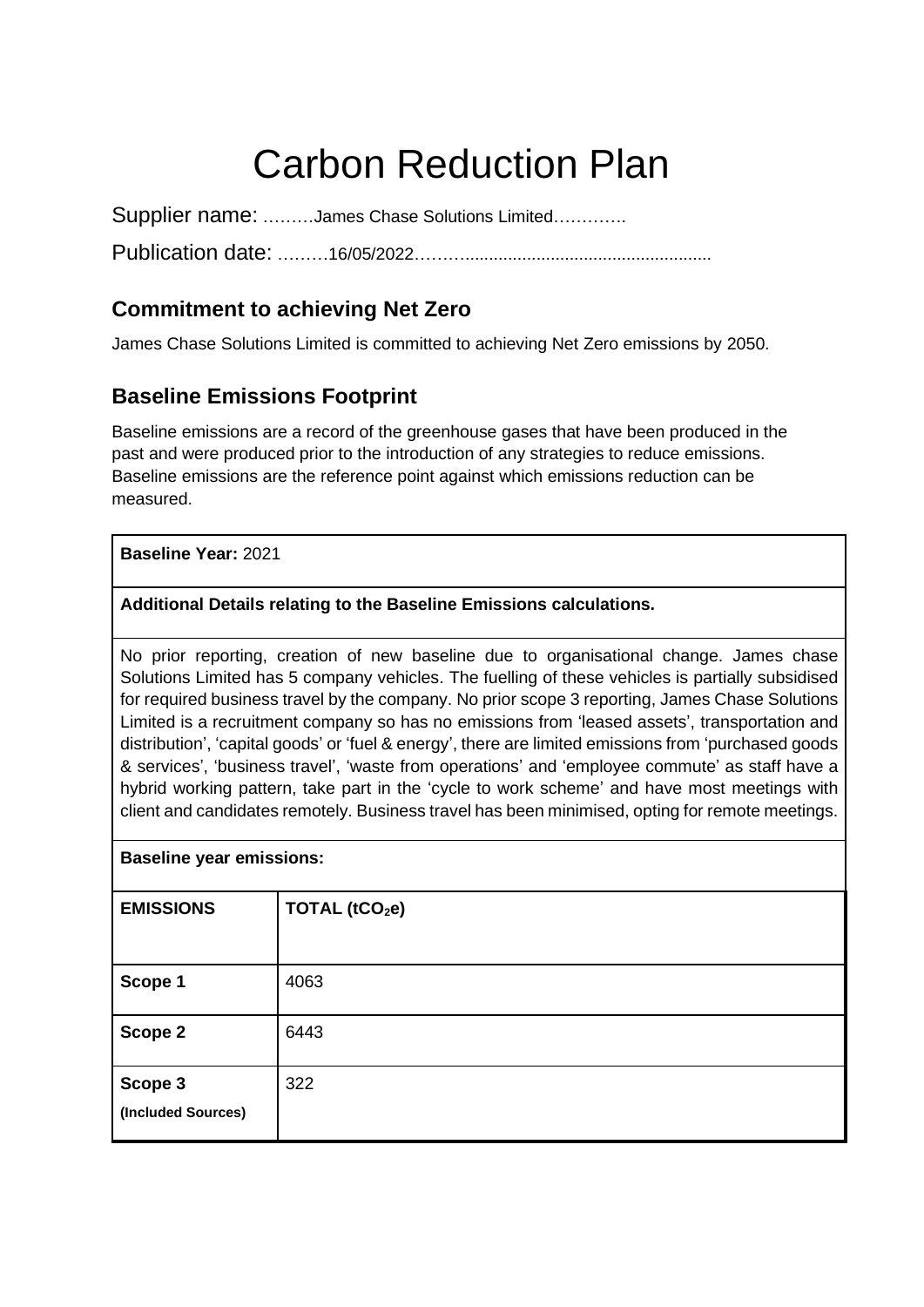# Carbon Reduction Plan

Supplier name: ………James Chase Solutions Limited………….

Publication date: ………16/05/2022………....................................................

## Commitment to achieving Net Zero

James Chase Solutions Limited is committed to achieving Net Zero emissions by 2050.

## Baseline Emissions Footprint

Baseline emissions are a record of the greenhouse gases that have been produced in the past and were produced prior to the introduction of any strategies to reduce emissions. Baseline emissions are the reference point against which emissions reduction can be measured.

| **Baseline Year:** 2021 | |
|---|---|
| **Additional Details relating to the Baseline Emissions calculations.** | |
| No prior reporting, creation of new baseline due to organisational change. James chase Solutions Limited has 5 company vehicles. The fuelling of these vehicles is partially subsidised for required business travel by the company. No prior scope 3 reporting, James Chase Solutions Limited is a recruitment company so has no emissions from 'leased assets', transportation and distribution', 'capital goods' or 'fuel & energy', there are limited emissions from 'purchased goods & services', 'business travel', 'waste from operations' and 'employee commute' as staff have a hybrid working pattern, take part in the 'cycle to work scheme' and have most meetings with client and candidates remotely. Business travel has been minimised, opting for remote meetings. | |
| **Baseline year emissions:** | |
| **EMISSIONS** | **TOTAL ($tCO_2e$)** |
| **Scope 1** | 4063 |
| **Scope 2** | 6443 |
| **Scope 3** **(Included Sources)** | 322 |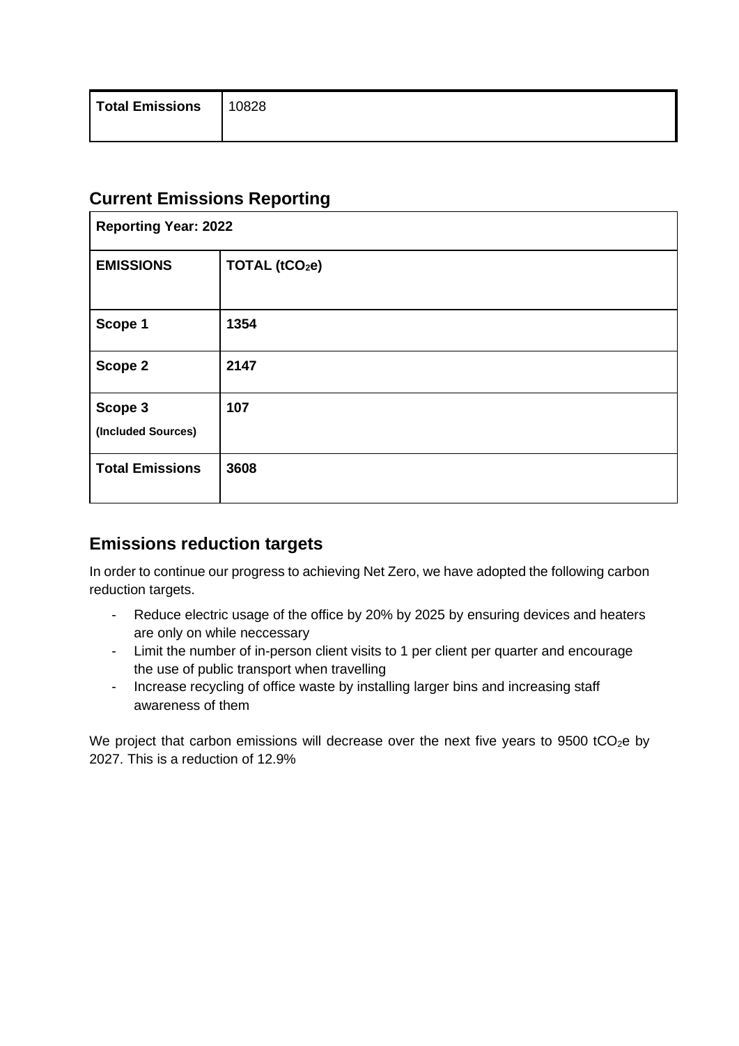| Total Emissions | 10828 |
|---|---|

## Current Emissions Reporting

| Reporting Year: 2022 | |
|---|---|
| **EMISSIONS** | **TOTAL ($tCO_2e$)** |
| **Scope 1** | **1354** |
| **Scope 2** | **2147** |
| **Scope 3** **(Included Sources)** | **107** |
| **Total Emissions** | **3608** |

## Emissions reduction targets

In order to continue our progress to achieving Net Zero, we have adopted the following carbon reduction targets.

- Reduce electric usage of the office by 20% by 2025 by ensuring devices and heaters are only on while neccessary
- Limit the number of in-person client visits to 1 per client per quarter and encourage the use of public transport when travelling
- Increase recycling of office waste by installing larger bins and increasing staff awareness of them

We project that carbon emissions will decrease over the next five years to 9500 $tCO_2e$ by 2027. This is a reduction of 12.9%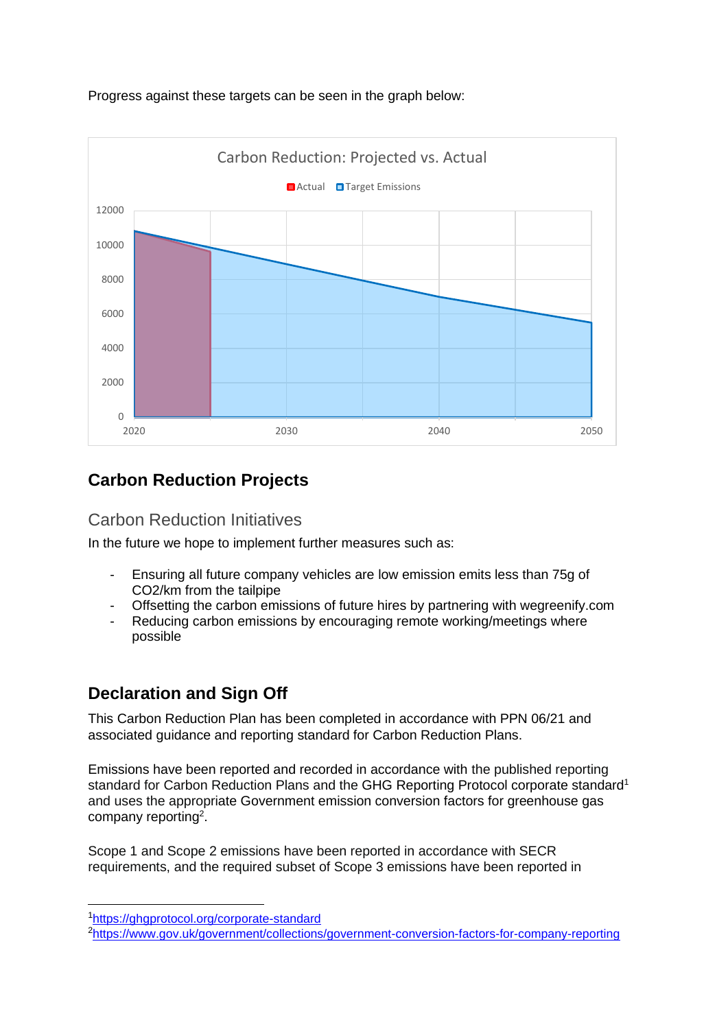Progress against these targets can be seen in the graph below:

## Carbon Reduction Projects

### Carbon Reduction Initiatives

In the future we hope to implement further measures such as:

- Ensuring all future company vehicles are low emission emits less than 75g of CO2/km from the tailpipe
- Offsetting the carbon emissions of future hires by partnering with wegreenify.com
- Reducing carbon emissions by encouraging remote working/meetings where possible

## Declaration and Sign Off

This Carbon Reduction Plan has been completed in accordance with PPN 06/21 and associated guidance and reporting standard for Carbon Reduction Plans.

Emissions have been reported and recorded in accordance with the published reporting standard for Carbon Reduction Plans and the GHG Reporting Protocol corporate standard[1] and uses the appropriate Government emission conversion factors for greenhouse gas company reporting[2].

Scope 1 and Scope 2 emissions have been reported in accordance with SECR requirements, and the required subset of Scope 3 emissions have been reported in

---

[1]https://ghgprotocol.org/corporate-standard

[2]https://www.gov.uk/government/collections/government-conversion-factors-for-company-reporting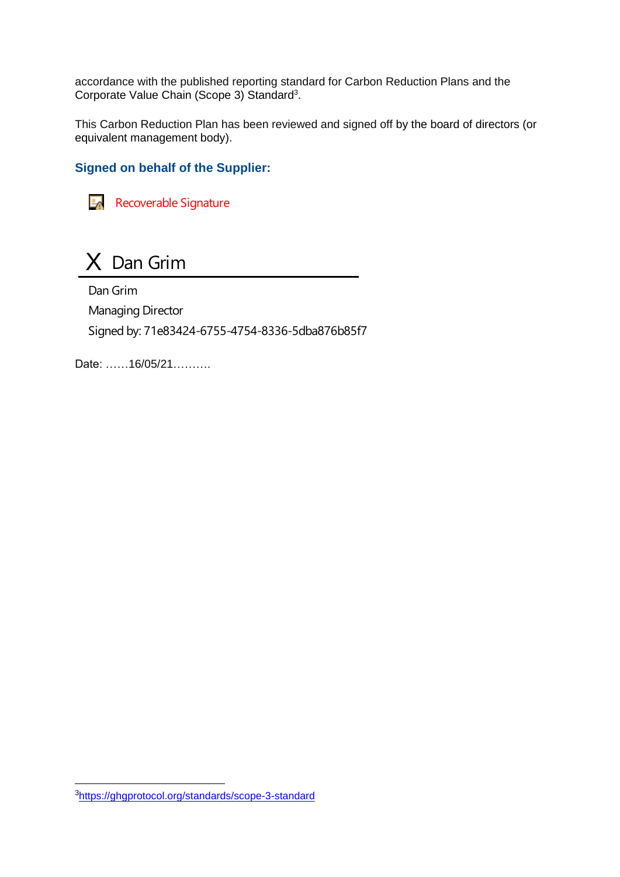accordance with the published reporting standard for Carbon Reduction Plans and the Corporate Value Chain (Scope 3) Standard[3].

This Carbon Reduction Plan has been reviewed and signed off by the board of directors (or equivalent management body).

### Signed on behalf of the Supplier:

Recoverable Signature

X Dan Grim

Dan Grim

Managing Director

Signed by: 71e83424-6755-4754-8336-5dba876b85f7

Date: ……16/05/21……….

[3]https://ghgprotocol.org/standards/scope-3-standard